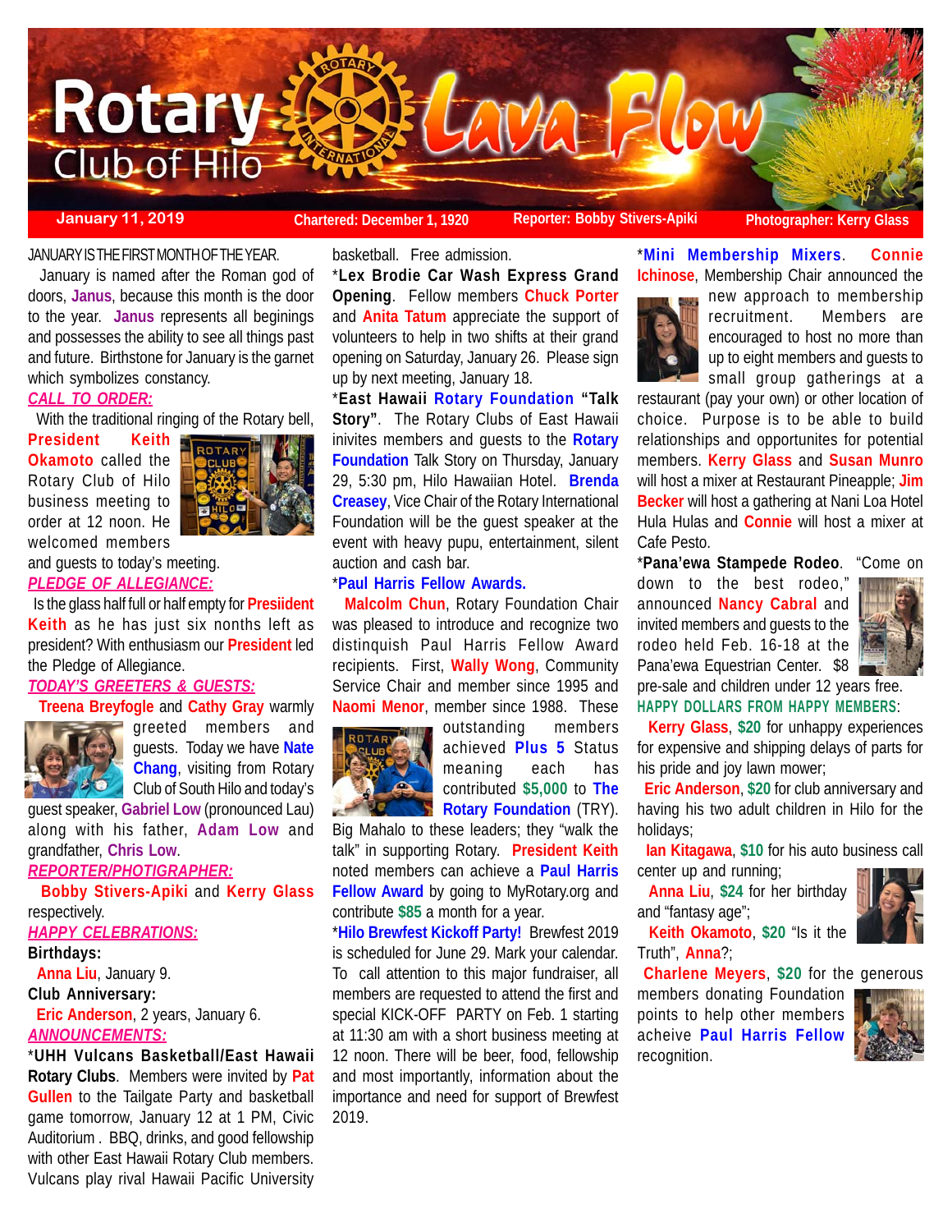# Rotary Club of Hilo — Lava Flow

**January 11, 2019** | **Chartered: December 1, 1920** | **Reporter: Bobby Stivers-Apiki** | **Photographer: Kerry Glass**

JANUARY IS THE FIRST MONTH OF THE YEAR.

January is named after the Roman god of doors, **Janus**, because this month is the door to the year. **Janus** represents all beginings and possesses the ability to see all things past and future. Birthstone for January is the garnet which symbolizes constancy.

***CALL TO ORDER:***

With the traditional ringing of the Rotary bell, **President Keith Okamoto** called the Rotary Club of Hilo business meeting to order at 12 noon. He welcomed members and guests to today's meeting.

***PLEDGE OF ALLEGIANCE:***

Is the glass half full or half empty for **Presiident Keith** as he has just six nonths left as president? With enthusiasm our **President** led the Pledge of Allegiance.

***TODAY'S GREETERS & GUESTS:***

**Treena Breyfogle** and **Cathy Gray** warmly greeted members and guests. Today we have **Nate Chang**, visiting from Rotary Club of South Hilo and today's guest speaker, **Gabriel Low** (pronounced Lau) along with his father, **Adam Low** and grandfather, **Chris Low**.

***REPORTER/PHOTIGRAPHER:***

**Bobby Stivers-Apiki** and **Kerry Glass** respectively.

***HAPPY CELEBRATIONS:***

**Birthdays:**

**Anna Liu**, January 9.

**Club Anniversary:**

**Eric Anderson**, 2 years, January 6.

***ANNOUNCEMENTS:***

***UHH Vulcans Basketball/East Hawaii Rotary Clubs**. Members were invited by **Pat Gullen** to the Tailgate Party and basketball game tomorrow, January 12 at 1 PM, Civic Auditorium . BBQ, drinks, and good fellowship with other East Hawaii Rotary Club members. Vulcans play rival Hawaii Pacific University basketball. Free admission.

***Lex Brodie Car Wash Express Grand Opening**. Fellow members **Chuck Porter** and **Anita Tatum** appreciate the support of volunteers to help in two shifts at their grand opening on Saturday, January 26. Please sign up by next meeting, January 18.

***East Hawaii Rotary Foundation "Talk Story"**. The Rotary Clubs of East Hawaii inivites members and guests to the **Rotary Foundation** Talk Story on Thursday, January 29, 5:30 pm, Hilo Hawaiian Hotel. **Brenda Creasey**, Vice Chair of the Rotary International Foundation will be the guest speaker at the event with heavy pupu, entertainment, silent auction and cash bar.

***Paul Harris Fellow Awards.**

**Malcolm Chun**, Rotary Foundation Chair was pleased to introduce and recognize two distinquish Paul Harris Fellow Award recipients. First, **Wally Wong**, Community Service Chair and member since 1995 and **Naomi Menor**, member since 1988. These outstanding members achieved **Plus 5** Status meaning each has contributed **$5,000** to **The Rotary Foundation** (TRY). Big Mahalo to these leaders; they "walk the talk" in supporting Rotary. **President Keith** noted members can achieve a **Paul Harris Fellow Award** by going to MyRotary.org and contribute **$85** a month for a year.

***Hilo Brewfest Kickoff Party!** Brewfest 2019 is scheduled for June 29. Mark your calendar. To call attention to this major fundraiser, all members are requested to attend the first and special KICK-OFF PARTY on Feb. 1 starting at 11:30 am with a short business meeting at 12 noon. There will be beer, food, fellowship and most importantly, information about the importance and need for support of Brewfest 2019.

***Mini Membership Mixers**. **Connie Ichinose**, Membership Chair announced the new approach to membership recruitment. Members are encouraged to host no more than up to eight members and guests to small group gatherings at a restaurant (pay your own) or other location of choice. Purpose is to be able to build relationships and opportunites for potential members. **Kerry Glass** and **Susan Munro** will host a mixer at Restaurant Pineappple; **Jim Becker** will host a gathering at Nani Loa Hotel Hula Hulas and **Connie** will host a mixer at Cafe Pesto.

***Pana'ewa Stampede Rodeo**. "Come on down to the best rodeo," announced **Nancy Cabral** and invited members and guests to the rodeo held Feb. 16-18 at the Pana'ewa Equestrian Center. $8 pre-sale and children under 12 years free.

**HAPPY DOLLARS FROM HAPPY MEMBERS**:

**Kerry Glass**, **$20** for unhappy experiences for expensive and shipping delays of parts for his pride and joy lawn mower;

**Eric Anderson**, **$20** for club anniversary and having his two adult children in Hilo for the holidays;

**Ian Kitagawa**, **$10** for his auto business call center up and running;

**Anna Liu**, **$24** for her birthday and "fantasy age";

**Keith Okamoto**, **$20** "Is it the Truth", **Anna**?;

**Charlene Meyers**, **$20** for the generous members donating Foundation points to help other members acheive **Paul Harris Fellow** recognition.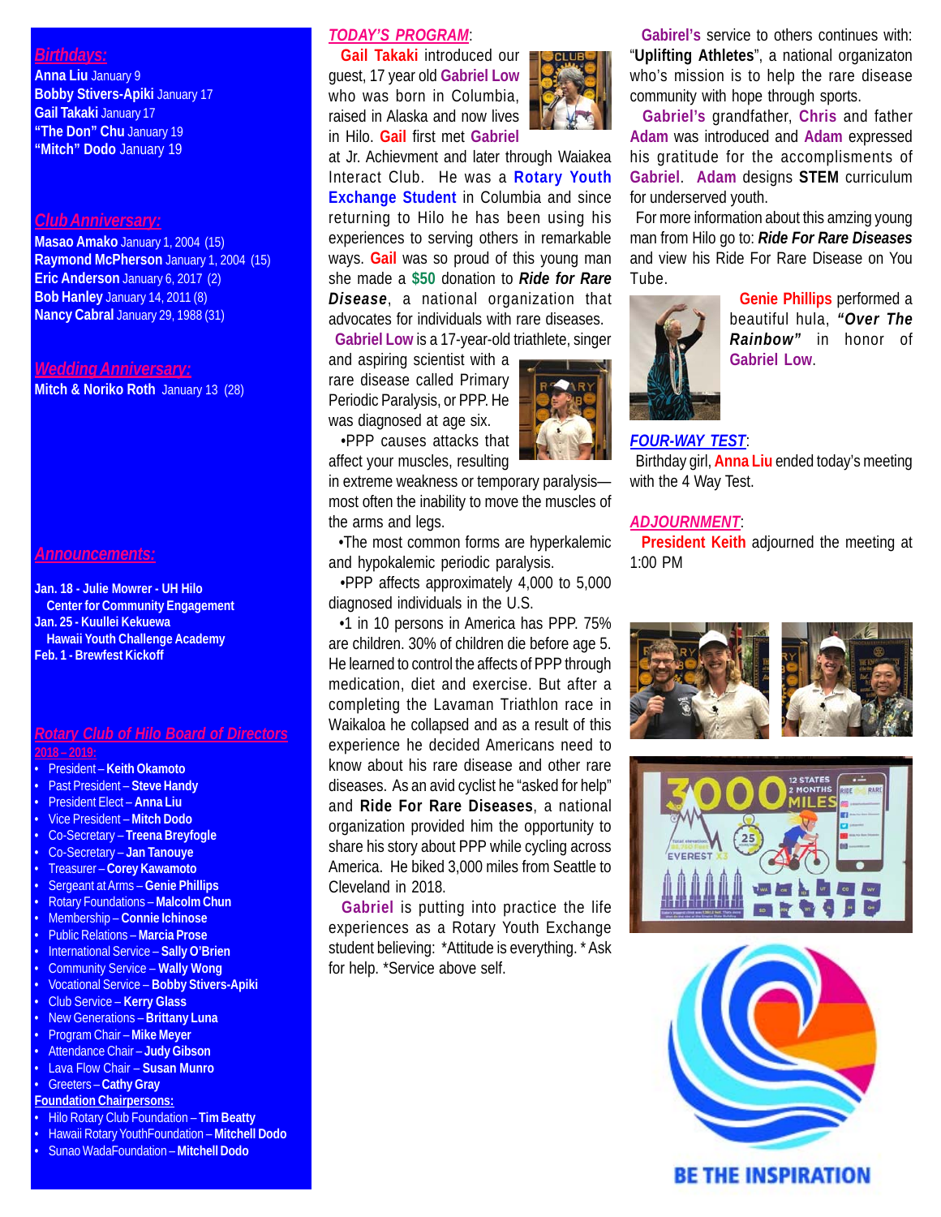## *Birthdays:*

**Anna Liu** January 9
**Bobby Stivers-Apiki** January 17
**Gail Takaki** January 17
**"The Don" Chu** January 19
**"Mitch" Dodo** January 19

## *Club Anniversary:*

**Masao Amako** January 1, 2004 (15)
**Raymond McPherson** January 1, 2004 (15)
**Eric Anderson** January 6, 2017 (2)
**Bob Hanley** January 14, 2011 (8)
**Nancy Cabral** January 29, 1988 (31)

## *Wedding Anniversary:*

**Mitch & Noriko Roth** January 13 (28)

## *Announcements:*

**Jan. 18 - Julie Mowrer - UH Hilo Center for Community Engagement**
**Jan. 25 - Kuullei Kekuewa Hawaii Youth Challenge Academy**
**Feb. 1 - Brewfest Kickoff**

## *Rotary Club of Hilo Board of Directors 2018 – 2019:*

- President – **Keith Okamoto**
- Past President – **Steve Handy**
- President Elect – **Anna Liu**
- Vice President – **Mitch Dodo**
- Co-Secretary – **Treena Breyfogle**
- Co-Secretary – **Jan Tanouye**
- Treasurer – **Corey Kawamoto**
- Sergeant at Arms – **Genie Phillips**
- Rotary Foundations – **Malcolm Chun**
- Membership – **Connie Ichinose**
- Public Relations – **Marcia Prose**
- International Service – **Sally O'Brien**
- Community Service – **Wally Wong**
- Vocational Service – **Bobby Stivers-Apiki**
- Club Service – **Kerry Glass**
- New Generations – **Brittany Luna**
- Program Chair – **Mike Meyer**
- Attendance Chair – **Judy Gibson**
- Lava Flow Chair – **Susan Munro**
- Greeters – **Cathy Gray**

**Foundation Chairpersons:**

- Hilo Rotary Club Foundation – **Tim Beatty**
- Hawaii Rotary YouthFoundation – **Mitchell Dodo**
- Sunao WadaFoundation – **Mitchell Dodo**

## *TODAY'S PROGRAM:*

**Gail Takaki** introduced our guest, 17 year old **Gabriel Low** who was born in Columbia, raised in Alaska and now lives in Hilo. **Gail** first met **Gabriel** at Jr. Achievment and later through Waiakea Interact Club. He was a **Rotary Youth Exchange Student** in Columbia and since returning to Hilo he has been using his experiences to serving others in remarkable ways. **Gail** was so proud of this young man she made a **$50** donation to ***Ride for Rare Disease***, a national organization that advocates for individuals with rare diseases.

**Gabriel Low** is a 17-year-old triathlete, singer and aspiring scientist with a rare disease called Primary Periodic Paralysis, or PPP. He was diagnosed at age six.

•PPP causes attacks that affect your muscles, resulting in extreme weakness or temporary paralysis—most often the inability to move the muscles of the arms and legs.

•The most common forms are hyperkalemic and hypokalemic periodic paralysis.

•PPP affects approximately 4,000 to 5,000 diagnosed individuals in the U.S.

•1 in 10 persons in America has PPP. 75% are children. 30% of children die before age 5. He learned to control the affects of PPP through medication, diet and exercise. But after a completing the Lavaman Triathlon race in Waikaloa he collapsed and as a result of this experience he decided Americans need to know about his rare disease and other rare diseases. As an avid cyclist he "asked for help" and **Ride For Rare Diseases**, a national organization provided him the opportunity to share his story about PPP while cycling across America. He biked 3,000 miles from Seattle to Cleveland in 2018.

**Gabriel** is putting into practice the life experiences as a Rotary Youth Exchange student believing: *Attitude is everything. * Ask for help. *Service above self.

**Gabirel's** service to others continues with: "**Uplifting Athletes**", a national organizaton who's mission is to help the rare disease community with hope through sports.

**Gabriel's** grandfather, **Chris** and father **Adam** was introduced and **Adam** expressed his gratitude for the accomplishments of **Gabriel**. **Adam** designs **STEM** curriculum for underserved youth.

For more information about this amzing young man from Hilo go to: ***Ride For Rare Diseases*** and view his Ride For Rare Disease on You Tube.

**Genie Phillips** performed a beautiful hula, ***"Over The Rainbow"*** in honor of **Gabriel Low**.

## *FOUR-WAY TEST:*

Birthday girl, **Anna Liu** ended today's meeting with the 4 Way Test.

## *ADJOURNMENT:*

**President Keith** adjourned the meeting at 1:00 PM

BE THE INSPIRATION